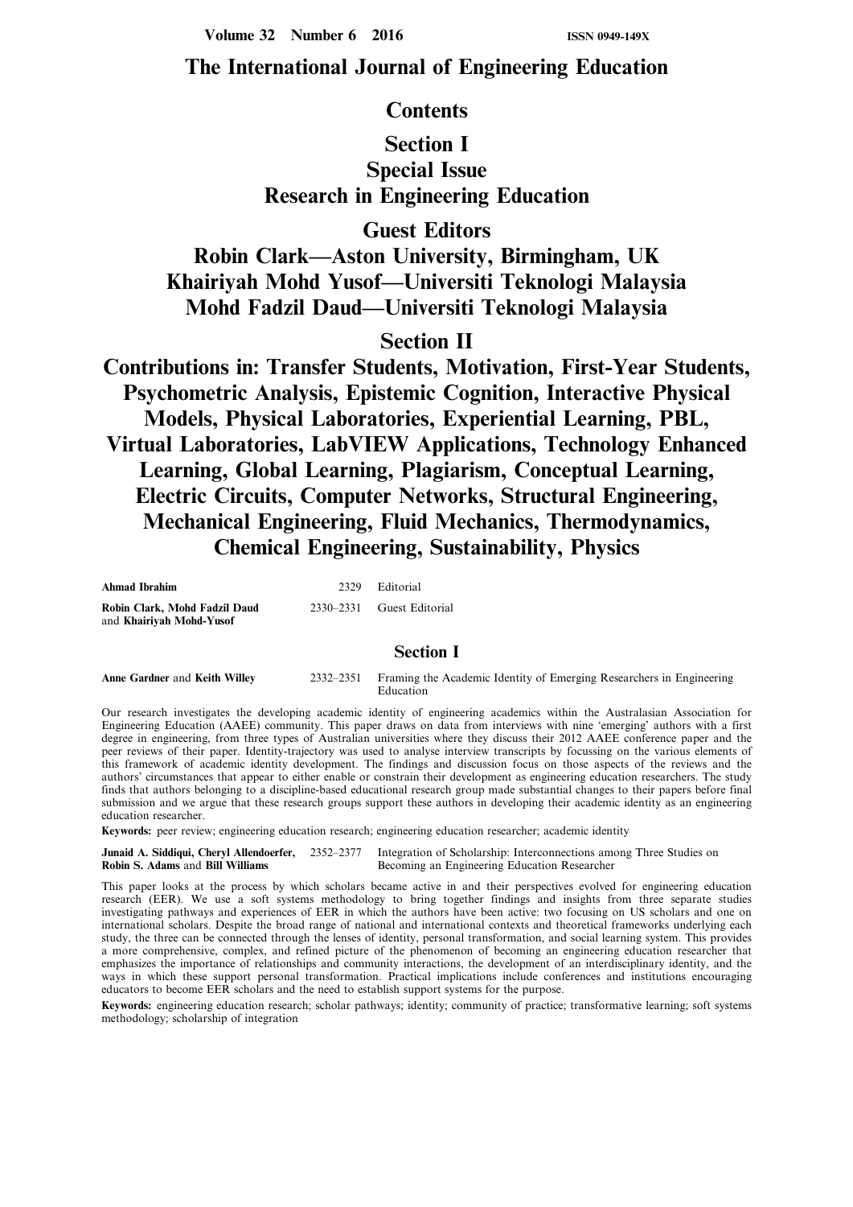# The International Journal of Engineering Education

## Contents

## Section I
## Special Issue
## Research in Engineering Education

## Guest Editors
## Robin Clark—Aston University, Birmingham, UK
## Khairiyah Mohd Yusof—Universiti Teknologi Malaysia
## Mohd Fadzil Daud—Universiti Teknologi Malaysia

## Section II
## Contributions in: Transfer Students, Motivation, First-Year Students, Psychometric Analysis, Epistemic Cognition, Interactive Physical Models, Physical Laboratories, Experiential Learning, PBL, Virtual Laboratories, LabVIEW Applications, Technology Enhanced Learning, Global Learning, Plagiarism, Conceptual Learning, Electric Circuits, Computer Networks, Structural Engineering, Mechanical Engineering, Fluid Mechanics, Thermodynamics, Chemical Engineering, Sustainability, Physics

**Ahmad Ibrahim** 2329 Editorial

**Robin Clark, Mohd Fadzil Daud** and **Khairiyah Mohd-Yusof** 2330–2331 Guest Editorial

### Section I

**Anne Gardner** and **Keith Willey** 2332–2351 Framing the Academic Identity of Emerging Researchers in Engineering Education

Our research investigates the developing academic identity of engineering academics within the Australasian Association for Engineering Education (AAEE) community. This paper draws on data from interviews with nine 'emerging' authors with a first degree in engineering, from three types of Australian universities where they discuss their 2012 AAEE conference paper and the peer reviews of their paper. Identity-trajectory was used to analyse interview transcripts by focussing on the various elements of this framework of academic identity development. The findings and discussion focus on those aspects of the reviews and the authors' circumstances that appear to either enable or constrain their development as engineering education researchers. The study finds that authors belonging to a discipline-based educational research group made substantial changes to their papers before final submission and we argue that these research groups support these authors in developing their academic identity as an engineering education researcher.

**Keywords:** peer review; engineering education research; engineering education researcher; academic identity

**Junaid A. Siddiqui, Cheryl Allendoerfer, Robin S. Adams** and **Bill Williams** 2352–2377 Integration of Scholarship: Interconnections among Three Studies on Becoming an Engineering Education Researcher

This paper looks at the process by which scholars became active in and their perspectives evolved for engineering education research (EER). We use a soft systems methodology to bring together findings and insights from three separate studies investigating pathways and experiences of EER in which the authors have been active: two focusing on US scholars and one on international scholars. Despite the broad range of national and international contexts and theoretical frameworks underlying each study, the three can be connected through the lenses of identity, personal transformation, and social learning system. This provides a more comprehensive, complex, and refined picture of the phenomenon of becoming an engineering education researcher that emphasizes the importance of relationships and community interactions, the development of an interdisciplinary identity, and the ways in which these support personal transformation. Practical implications include conferences and institutions encouraging educators to become EER scholars and the need to establish support systems for the purpose.

**Keywords:** engineering education research; scholar pathways; identity; community of practice; transformative learning; soft systems methodology; scholarship of integration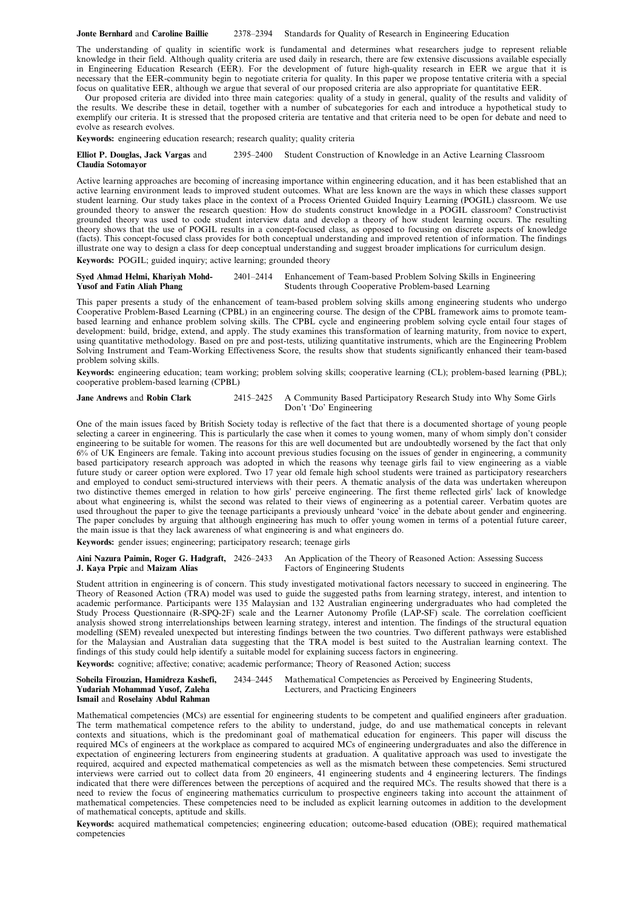**Jonte Bernhard** and **Caroline Baillie** 2378–2394 Standards for Quality of Research in Engineering Education

The understanding of quality in scientific work is fundamental and determines what researchers judge to represent reliable knowledge in their field. Although quality criteria are used daily in research, there are few extensive discussions available especially in Engineering Education Research (EER). For the development of future high-quality research in EER we argue that it is necessary that the EER-community begin to negotiate criteria for quality. In this paper we propose tentative criteria with a special focus on qualitative EER, although we argue that several of our proposed criteria are also appropriate for quantitative EER.

Our proposed criteria are divided into three main categories: quality of a study in general, quality of the results and validity of the results. We describe these in detail, together with a number of subcategories for each and introduce a hypothetical study to exemplify our criteria. It is stressed that the proposed criteria are tentative and that criteria need to be open for debate and need to evolve as research evolves.

**Keywords:** engineering education research; research quality; quality criteria

**Elliot P. Douglas, Jack Vargas** and **Claudia Sotomayor** 2395–2400 Student Construction of Knowledge in an Active Learning Classroom

Active learning approaches are becoming of increasing importance within engineering education, and it has been established that an active learning environment leads to improved student outcomes. What are less known are the ways in which these classes support student learning. Our study takes place in the context of a Process Oriented Guided Inquiry Learning (POGIL) classroom. We use grounded theory to answer the research question: How do students construct knowledge in a POGIL classroom? Constructivist grounded theory was used to code student interview data and develop a theory of how student learning occurs. The resulting theory shows that the use of POGIL results in a concept-focused class, as opposed to focusing on discrete aspects of knowledge (facts). This concept-focused class provides for both conceptual understanding and improved retention of information. The findings illustrate one way to design a class for deep conceptual understanding and suggest broader implications for curriculum design.

**Keywords:** POGIL; guided inquiry; active learning; grounded theory

**Syed Ahmad Helmi, Khariyah Mohd-Yusof and Fatin Aliah Phang** 2401–2414 Enhancement of Team-based Problem Solving Skills in Engineering Students through Cooperative Problem-based Learning

This paper presents a study of the enhancement of team-based problem solving skills among engineering students who undergo Cooperative Problem-Based Learning (CPBL) in an engineering course. The design of the CPBL framework aims to promote team-based learning and enhance problem solving skills. The CPBL cycle and engineering problem solving cycle entail four stages of development: build, bridge, extend, and apply. The study examines this transformation of learning maturity, from novice to expert, using quantitative methodology. Based on pre and post-tests, utilizing quantitative instruments, which are the Engineering Problem Solving Instrument and Team-Working Effectiveness Score, the results show that students significantly enhanced their team-based problem solving skills.

**Keywords:** engineering education; team working; problem solving skills; cooperative learning (CL); problem-based learning (PBL); cooperative problem-based learning (CPBL)

**Jane Andrews** and **Robin Clark** 2415–2425 A Community Based Participatory Research Study into Why Some Girls Don't 'Do' Engineering

One of the main issues faced by British Society today is reflective of the fact that there is a documented shortage of young people selecting a career in engineering. This is particularly the case when it comes to young women, many of whom simply don't consider engineering to be suitable for women. The reasons for this are well documented but are undoubtedly worsened by the fact that only 6% of UK Engineers are female. Taking into account previous studies focusing on the issues of gender in engineering, a community based participatory research approach was adopted in which the reasons why teenage girls fail to view engineering as a viable future study or career option were explored. Two 17 year old female high school students were trained as participatory researchers and employed to conduct semi-structured interviews with their peers. A thematic analysis of the data was undertaken whereupon two distinctive themes emerged in relation to how girls' perceive engineering. The first theme reflected girls' lack of knowledge about what engineering is, whilst the second was related to their views of engineering as a potential career. Verbatim quotes are used throughout the paper to give the teenage participants a previously unheard 'voice' in the debate about gender and engineering. The paper concludes by arguing that although engineering has much to offer young women in terms of a potential future career, the main issue is that they lack awareness of what engineering is and what engineers do.

**Keywords:** gender issues; engineering; participatory research; teenage girls

**Aini Nazura Paimin, Roger G. Hadgraft, J. Kaya Prpic** and **Maizam Alias** 2426–2433 An Application of the Theory of Reasoned Action: Assessing Success Factors of Engineering Students

Student attrition in engineering is of concern. This study investigated motivational factors necessary to succeed in engineering. The Theory of Reasoned Action (TRA) model was used to guide the suggested paths from learning strategy, interest, and intention to academic performance. Participants were 135 Malaysian and 132 Australian engineering undergraduates who had completed the Study Process Questionnaire (R-SPQ-2F) scale and the Learner Autonomy Profile (LAP-SF) scale. The correlation coefficient analysis showed strong interrelationships between learning strategy, interest and intention. The findings of the structural equation modelling (SEM) revealed unexpected but interesting findings between the two countries. Two different pathways were established for the Malaysian and Australian data suggesting that the TRA model is best suited to the Australian learning context. The findings of this study could help identify a suitable model for explaining success factors in engineering.

**Keywords:** cognitive; affective; conative; academic performance; Theory of Reasoned Action; success

**Soheila Firouzian, Hamidreza Kashefi, Yudariah Mohammad Yusof, Zaleha Ismail** and **Roselainy Abdul Rahman** 2434–2445 Mathematical Competencies as Perceived by Engineering Students, Lecturers, and Practicing Engineers

Mathematical competencies (MCs) are essential for engineering students to be competent and qualified engineers after graduation. The term mathematical competence refers to the ability to understand, judge, do and use mathematical concepts in relevant contexts and situations, which is the predominant goal of mathematical education for engineers. This paper will discuss the required MCs of engineers at the workplace as compared to acquired MCs of engineering undergraduates and also the difference in expectation of engineering lecturers from engineering students at graduation. A qualitative approach was used to investigate the required, acquired and expected mathematical competencies as well as the mismatch between these competencies. Semi structured interviews were carried out to collect data from 20 engineers, 41 engineering students and 4 engineering lecturers. The findings indicated that there were differences between the perceptions of acquired and the required MCs. The results showed that there is a need to review the focus of engineering mathematics curriculum to prospective engineers taking into account the attainment of mathematical competencies. These competencies need to be included as explicit learning outcomes in addition to the development of mathematical concepts, aptitude and skills.

**Keywords:** acquired mathematical competencies; engineering education; outcome-based education (OBE); required mathematical competencies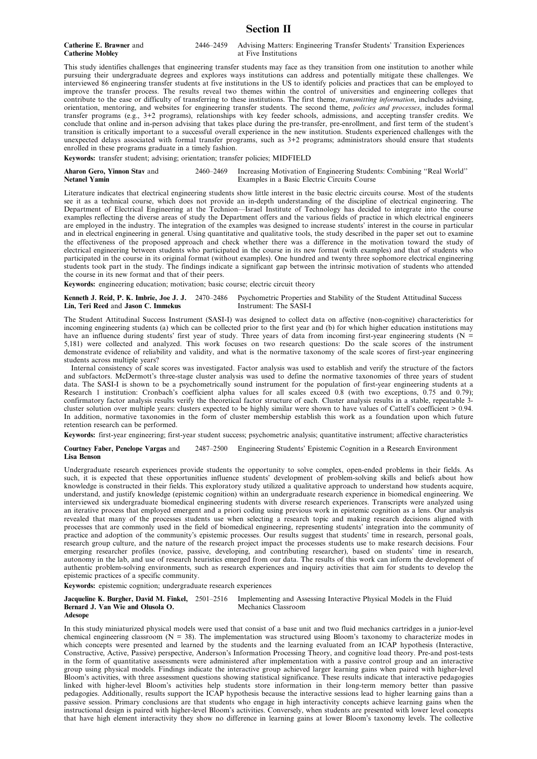# Section II

**Catherine E. Brawner** and **Catherine Mobley** 2446–2459 Advising Matters: Engineering Transfer Students' Transition Experiences at Five Institutions

This study identifies challenges that engineering transfer students may face as they transition from one institution to another while pursuing their undergraduate degrees and explores ways institutions can address and potentially mitigate these challenges. We interviewed 86 engineering transfer students at five institutions in the US to identify policies and practices that can be employed to improve the transfer process. The results reveal two themes within the control of universities and engineering colleges that contribute to the ease or difficulty of transferring to these institutions. The first theme, *transmitting information*, includes advising, orientation, mentoring, and websites for engineering transfer students. The second theme, *policies and processes*, includes formal transfer programs (e.g., 3+2 programs), relationships with key feeder schools, admissions, and accepting transfer credits. We conclude that online and in-person advising that takes place during the pre-transfer, pre-enrollment, and first term of the student's transition is critically important to a successful overall experience in the new institution. Students experienced challenges with the unexpected delays associated with formal transfer programs, such as 3+2 programs; administrators should ensure that students enrolled in these programs graduate in a timely fashion.

**Keywords:** transfer student; advising; orientation; transfer policies; MIDFIELD

**Aharon Gero, Yinnon Stav** and **Netanel Yamin** 2460–2469 Increasing Motivation of Engineering Students: Combining "Real World" Examples in a Basic Electric Circuits Course

Literature indicates that electrical engineering students show little interest in the basic electric circuits course. Most of the students see it as a technical course, which does not provide an in-depth understanding of the discipline of electrical engineering. The Department of Electrical Engineering at the Technion—Israel Institute of Technology has decided to integrate into the course examples reflecting the diverse areas of study the Department offers and the various fields of practice in which electrical engineers are employed in the industry. The integration of the examples was designed to increase students' interest in the course in particular and in electrical engineering in general. Using quantitative and qualitative tools, the study described in the paper set out to examine the effectiveness of the proposed approach and check whether there was a difference in the motivation toward the study of electrical engineering between students who participated in the course in its new format (with examples) and that of students who participated in the course in its original format (without examples). One hundred and twenty three sophomore electrical engineering students took part in the study. The findings indicate a significant gap between the intrinsic motivation of students who attended the course in its new format and that of their peers.

**Keywords:** engineering education; motivation; basic course; electric circuit theory

**Kenneth J. Reid, P. K. Imbrie, Joe J. J. Lin, Teri Reed** and **Jason C. Immekus** 2470–2486 Psychometric Properties and Stability of the Student Attitudinal Success Instrument: The SASI-I

The Student Attitudinal Success Instrument (SASI-I) was designed to collect data on affective (non-cognitive) characteristics for incoming engineering students (a) which can be collected prior to the first year and (b) for which higher education institutions may have an influence during students' first year of study. Three years of data from incoming first-year engineering students (N = 5,181) were collected and analyzed. This work focuses on two research questions: Do the scale scores of the instrument demonstrate evidence of reliability and validity, and what is the normative taxonomy of the scale scores of first-year engineering students across multiple years?

Internal consistency of scale scores was investigated. Factor analysis was used to establish and verify the structure of the factors and subfactors. McDermott's three-stage cluster analysis was used to define the normative taxonomies of three years of student data. The SASI-I is shown to be a psychometrically sound instrument for the population of first-year engineering students at a Research 1 institution: Cronbach's coefficient alpha values for all scales exceed 0.8 (with two exceptions, 0.75 and 0.79); confirmatory factor analysis results verify the theoretical factor structure of each. Cluster analysis results in a stable, repeatable 3-cluster solution over multiple years: clusters expected to be highly similar were shown to have values of Cattell's coefficient > 0.94. In addition, normative taxonomies in the form of cluster membership establish this work as a foundation upon which future retention research can be performed.

**Keywords:** first-year engineering; first-year student success; psychometric analysis; quantitative instrument; affective characteristics

**Courtney Faber, Penelope Vargas** and **Lisa Benson** 2487–2500 Engineering Students' Epistemic Cognition in a Research Environment

Undergraduate research experiences provide students the opportunity to solve complex, open-ended problems in their fields. As such, it is expected that these opportunities influence students' development of problem-solving skills and beliefs about how knowledge is constructed in their fields. This exploratory study utilized a qualitative approach to understand how students acquire, understand, and justify knowledge (epistemic cognition) within an undergraduate research experience in biomedical engineering. We interviewed six undergraduate biomedical engineering students with diverse research experiences. Transcripts were analyzed using an iterative process that employed emergent and a priori coding using previous work in epistemic cognition as a lens. Our analysis revealed that many of the processes students use when selecting a research topic and making research decisions aligned with processes that are commonly used in the field of biomedical engineering, representing students' integration into the community of practice and adoption of the community's epistemic processes. Our results suggest that students' time in research, personal goals, research group culture, and the nature of the research project impact the processes students use to make research decisions. Four emerging researcher profiles (novice, passive, developing, and contributing researcher), based on students' time in research, autonomy in the lab, and use of research heuristics emerged from our data. The results of this work can inform the development of authentic problem-solving environments, such as research experiences and inquiry activities that aim for students to develop the epistemic practices of a specific community.

**Keywords:** epistemic cognition; undergraduate research experiences

**Jacqueline K. Burgher, David M. Finkel, Bernard J. Van Wie** and **Olusola O. Adesope** 2501–2516 Implementing and Assessing Interactive Physical Models in the Fluid Mechanics Classroom

In this study miniaturized physical models were used that consist of a base unit and two fluid mechanics cartridges in a junior-level chemical engineering classroom (N = 38). The implementation was structured using Bloom's taxonomy to characterize modes in which concepts were presented and learned by the students and the learning evaluated from an ICAP hypothesis (Interactive, Constructive, Active, Passive) perspective, Anderson's Information Processing Theory, and cognitive load theory. Pre-and post-tests in the form of quantitative assessments were administered after implementation with a passive control group and an interactive group using physical models. Findings indicate the interactive group achieved larger learning gains when paired with higher-level Bloom's activities, with three assessment questions showing statistical significance. These results indicate that interactive pedagogies linked with higher-level Bloom's activities help students store information in their long-term memory better than passive pedagogies. Additionally, results support the ICAP hypothesis because the interactive sessions lead to higher learning gains than a passive session. Primary conclusions are that students who engage in high interactivity concepts achieve learning gains when the instructional design is paired with higher-level Bloom's activities. Conversely, when students are presented with lower level concepts that have high element interactivity they show no difference in learning gains at lower Bloom's taxonomy levels. The collective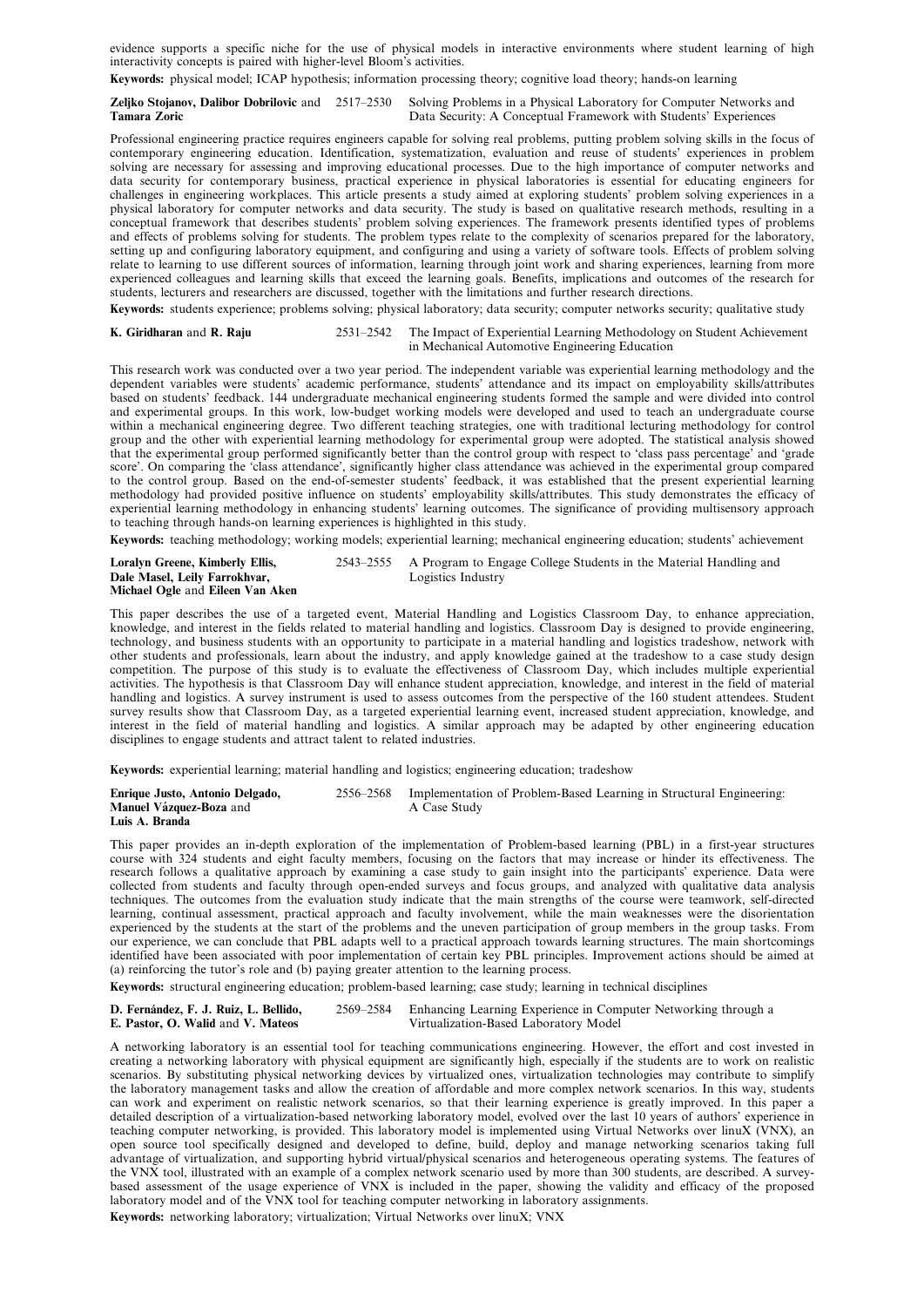evidence supports a specific niche for the use of physical models in interactive environments where student learning of high interactivity concepts is paired with higher-level Bloom's activities.

**Keywords:** physical model; ICAP hypothesis; information processing theory; cognitive load theory; hands-on learning

**Zeljko Stojanov, Dalibor Dobrilovic** and **Tamara Zoric** 2517–2530 Solving Problems in a Physical Laboratory for Computer Networks and Data Security: A Conceptual Framework with Students' Experiences

Professional engineering practice requires engineers capable for solving real problems, putting problem solving skills in the focus of contemporary engineering education. Identification, systematization, evaluation and reuse of students' experiences in problem solving are necessary for assessing and improving educational processes. Due to the high importance of computer networks and data security for contemporary business, practical experience in physical laboratories is essential for educating engineers for challenges in engineering workplaces. This article presents a study aimed at exploring students' problem solving experiences in a physical laboratory for computer networks and data security. The study is based on qualitative research methods, resulting in a conceptual framework that describes students' problem solving experiences. The framework presents identified types of problems and effects of problems solving for students. The problem types relate to the complexity of scenarios prepared for the laboratory, setting up and configuring laboratory equipment, and configuring and using a variety of software tools. Effects of problem solving relate to learning to use different sources of information, learning through joint work and sharing experiences, learning from more experienced colleagues and learning skills that exceed the learning goals. Benefits, implications and outcomes of the research for students, lecturers and researchers are discussed, together with the limitations and further research directions.

**Keywords:** students experience; problems solving; physical laboratory; data security; computer networks security; qualitative study

**K. Giridharan** and **R. Raju** 2531–2542 The Impact of Experiential Learning Methodology on Student Achievement in Mechanical Automotive Engineering Education

This research work was conducted over a two year period. The independent variable was experiential learning methodology and the dependent variables were students' academic performance, students' attendance and its impact on employability skills/attributes based on students' feedback. 144 undergraduate mechanical engineering students formed the sample and were divided into control and experimental groups. In this work, low-budget working models were developed and used to teach an undergraduate course within a mechanical engineering degree. Two different teaching strategies, one with traditional lecturing methodology for control group and the other with experiential learning methodology for experimental group were adopted. The statistical analysis showed that the experimental group performed significantly better than the control group with respect to 'class pass percentage' and 'grade score'. On comparing the 'class attendance', significantly higher class attendance was achieved in the experimental group compared to the control group. Based on the end-of-semester students' feedback, it was established that the present experiential learning methodology had provided positive influence on students' employability skills/attributes. This study demonstrates the efficacy of experiential learning methodology in enhancing students' learning outcomes. The significance of providing multisensory approach to teaching through hands-on learning experiences is highlighted in this study.

**Keywords:** teaching methodology; working models; experiential learning; mechanical engineering education; students' achievement

**Loralyn Greene, Kimberly Ellis, Dale Masel, Leily Farrokhvar, Michael Ogle** and **Eileen Van Aken** 2543–2555 A Program to Engage College Students in the Material Handling and Logistics Industry

This paper describes the use of a targeted event, Material Handling and Logistics Classroom Day, to enhance appreciation, knowledge, and interest in the fields related to material handling and logistics. Classroom Day is designed to provide engineering, technology, and business students with an opportunity to participate in a material handling and logistics tradeshow, network with other students and professionals, learn about the industry, and apply knowledge gained at the tradeshow to a case study design competition. The purpose of this study is to evaluate the effectiveness of Classroom Day, which includes multiple experiential activities. The hypothesis is that Classroom Day will enhance student appreciation, knowledge, and interest in the field of material handling and logistics. A survey instrument is used to assess outcomes from the perspective of the 160 student attendees. Student survey results show that Classroom Day, as a targeted experiential learning event, increased student appreciation, knowledge, and interest in the field of material handling and logistics. A similar approach may be adapted by other engineering education disciplines to engage students and attract talent to related industries.

**Keywords:** experiential learning; material handling and logistics; engineering education; tradeshow

**Enrique Justo, Antonio Delgado, Manuel Vázquez-Boza** and **Luis A. Branda** 2556–2568 Implementation of Problem-Based Learning in Structural Engineering: A Case Study

This paper provides an in-depth exploration of the implementation of Problem-based learning (PBL) in a first-year structures course with 324 students and eight faculty members, focusing on the factors that may increase or hinder its effectiveness. The research follows a qualitative approach by examining a case study to gain insight into the participants' experience. Data were collected from students and faculty through open-ended surveys and focus groups, and analyzed with qualitative data analysis techniques. The outcomes from the evaluation study indicate that the main strengths of the course were teamwork, self-directed learning, continual assessment, practical approach and faculty involvement, while the main weaknesses were the disorientation experienced by the students at the start of the problems and the uneven participation of group members in the group tasks. From our experience, we can conclude that PBL adapts well to a practical approach towards learning structures. The main shortcomings identified have been associated with poor implementation of certain key PBL principles. Improvement actions should be aimed at (a) reinforcing the tutor's role and (b) paying greater attention to the learning process.

**Keywords:** structural engineering education; problem-based learning; case study; learning in technical disciplines

**D. Fernández, F. J. Ruiz, L. Bellido, E. Pastor, O. Walid** and **V. Mateos** 2569–2584 Enhancing Learning Experience in Computer Networking through a Virtualization-Based Laboratory Model

A networking laboratory is an essential tool for teaching communications engineering. However, the effort and cost invested in creating a networking laboratory with physical equipment are significantly high, especially if the students are to work on realistic scenarios. By substituting physical networking devices by virtualized ones, virtualization technologies may contribute to simplify the laboratory management tasks and allow the creation of affordable and more complex network scenarios. In this way, students can work and experiment on realistic network scenarios, so that their learning experience is greatly improved. In this paper a detailed description of a virtualization-based networking laboratory model, evolved over the last 10 years of authors' experience in teaching computer networking, is provided. This laboratory model is implemented using Virtual Networks over linuX (VNX), an open source tool specifically designed and developed to define, build, deploy and manage networking scenarios taking full advantage of virtualization, and supporting hybrid virtual/physical scenarios and heterogeneous operating systems. The features of the VNX tool, illustrated with an example of a complex network scenario used by more than 300 students, are described. A survey-based assessment of the usage experience of VNX is included in the paper, showing the validity and efficacy of the proposed laboratory model and of the VNX tool for teaching computer networking in laboratory assignments.

**Keywords:** networking laboratory; virtualization; Virtual Networks over linuX; VNX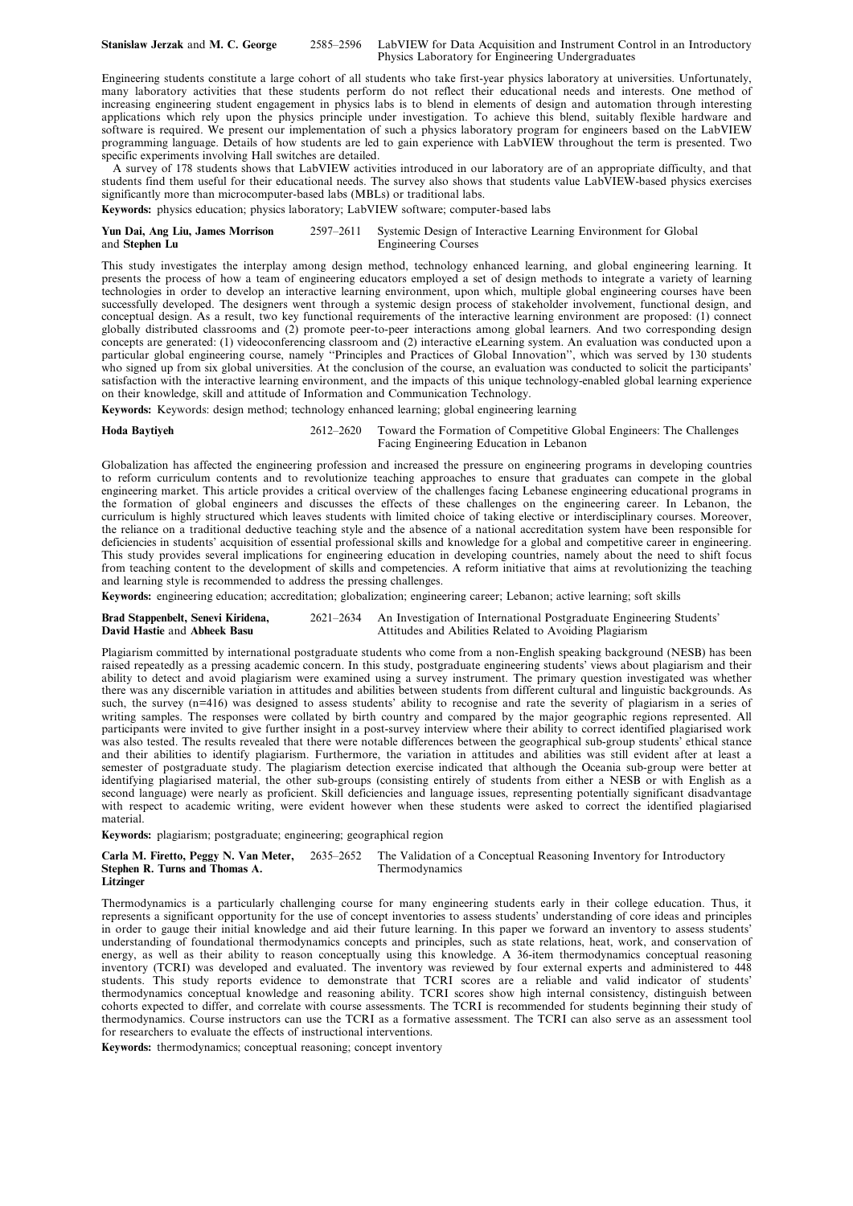**Stanislaw Jerzak** and **M. C. George** 2585–2596 LabVIEW for Data Acquisition and Instrument Control in an Introductory Physics Laboratory for Engineering Undergraduates

Engineering students constitute a large cohort of all students who take first-year physics laboratory at universities. Unfortunately, many laboratory activities that these students perform do not reflect their educational needs and interests. One method of increasing engineering student engagement in physics labs is to blend in elements of design and automation through interesting applications which rely upon the physics principle under investigation. To achieve this blend, suitably flexible hardware and software is required. We present our implementation of such a physics laboratory program for engineers based on the LabVIEW programming language. Details of how students are led to gain experience with LabVIEW throughout the term is presented. Two specific experiments involving Hall switches are detailed.

A survey of 178 students shows that LabVIEW activities introduced in our laboratory are of an appropriate difficulty, and that students find them useful for their educational needs. The survey also shows that students value LabVIEW-based physics exercises significantly more than microcomputer-based labs (MBLs) or traditional labs.

**Keywords:** physics education; physics laboratory; LabVIEW software; computer-based labs

**Yun Dai, Ang Liu, James Morrison** and **Stephen Lu** 2597–2611 Systemic Design of Interactive Learning Environment for Global Engineering Courses

This study investigates the interplay among design method, technology enhanced learning, and global engineering learning. It presents the process of how a team of engineering educators employed a set of design methods to integrate a variety of learning technologies in order to develop an interactive learning environment, upon which, multiple global engineering courses have been successfully developed. The designers went through a systemic design process of stakeholder involvement, functional design, and conceptual design. As a result, two key functional requirements of the interactive learning environment are proposed: (1) connect globally distributed classrooms and (2) promote peer-to-peer interactions among global learners. And two corresponding design concepts are generated: (1) videoconferencing classroom and (2) interactive eLearning system. An evaluation was conducted upon a particular global engineering course, namely ''Principles and Practices of Global Innovation'', which was served by 130 students who signed up from six global universities. At the conclusion of the course, an evaluation was conducted to solicit the participants' satisfaction with the interactive learning environment, and the impacts of this unique technology-enabled global learning experience on their knowledge, skill and attitude of Information and Communication Technology.

**Keywords:** Keywords: design method; technology enhanced learning; global engineering learning

**Hoda Baytiyeh** 2612–2620 Toward the Formation of Competitive Global Engineers: The Challenges Facing Engineering Education in Lebanon

Globalization has affected the engineering profession and increased the pressure on engineering programs in developing countries to reform curriculum contents and to revolutionize teaching approaches to ensure that graduates can compete in the global engineering market. This article provides a critical overview of the challenges facing Lebanese engineering educational programs in the formation of global engineers and discusses the effects of these challenges on the engineering career. In Lebanon, the curriculum is highly structured which leaves students with limited choice of taking elective or interdisciplinary courses. Moreover, the reliance on a traditional deductive teaching style and the absence of a national accreditation system have been responsible for deficiencies in students' acquisition of essential professional skills and knowledge for a global and competitive career in engineering. This study provides several implications for engineering education in developing countries, namely about the need to shift focus from teaching content to the development of skills and competencies. A reform initiative that aims at revolutionizing the teaching and learning style is recommended to address the pressing challenges.

**Keywords:** engineering education; accreditation; globalization; engineering career; Lebanon; active learning; soft skills

**Brad Stappenbelt, Senevi Kiridena, David Hastie** and **Abheek Basu** 2621–2634 An Investigation of International Postgraduate Engineering Students' Attitudes and Abilities Related to Avoiding Plagiarism

Plagiarism committed by international postgraduate students who come from a non-English speaking background (NESB) has been raised repeatedly as a pressing academic concern. In this study, postgraduate engineering students' views about plagiarism and their ability to detect and avoid plagiarism were examined using a survey instrument. The primary question investigated was whether there was any discernible variation in attitudes and abilities between students from different cultural and linguistic backgrounds. As such, the survey (n=416) was designed to assess students' ability to recognise and rate the severity of plagiarism in a series of writing samples. The responses were collated by birth country and compared by the major geographic regions represented. All participants were invited to give further insight in a post-survey interview where their ability to correct identified plagiarised work was also tested. The results revealed that there were notable differences between the geographical sub-group students' ethical stance and their abilities to identify plagiarism. Furthermore, the variation in attitudes and abilities was still evident after at least a semester of postgraduate study. The plagiarism detection exercise indicated that although the Oceania sub-group were better at identifying plagiarised material, the other sub-groups (consisting entirely of students from either a NESB or with English as a second language) were nearly as proficient. Skill deficiencies and language issues, representing potentially significant disadvantage with respect to academic writing, were evident however when these students were asked to correct the identified plagiarised material.

**Keywords:** plagiarism; postgraduate; engineering; geographical region

**Carla M. Firetto, Peggy N. Van Meter, Stephen R. Turns** and **Thomas A. Litzinger** 2635–2652 The Validation of a Conceptual Reasoning Inventory for Introductory Thermodynamics

Thermodynamics is a particularly challenging course for many engineering students early in their college education. Thus, it represents a significant opportunity for the use of concept inventories to assess students' understanding of core ideas and principles in order to gauge their initial knowledge and aid their future learning. In this paper we forward an inventory to assess students' understanding of foundational thermodynamics concepts and principles, such as state relations, heat, work, and conservation of energy, as well as their ability to reason conceptually using this knowledge. A 36-item thermodynamics conceptual reasoning inventory (TCRI) was developed and evaluated. The inventory was reviewed by four external experts and administered to 448 students. This study reports evidence to demonstrate that TCRI scores are a reliable and valid indicator of students' thermodynamics conceptual knowledge and reasoning ability. TCRI scores show high internal consistency, distinguish between cohorts expected to differ, and correlate with course assessments. The TCRI is recommended for students beginning their study of thermodynamics. Course instructors can use the TCRI as a formative assessment. The TCRI can also serve as an assessment tool for researchers to evaluate the effects of instructional interventions.

**Keywords:** thermodynamics; conceptual reasoning; concept inventory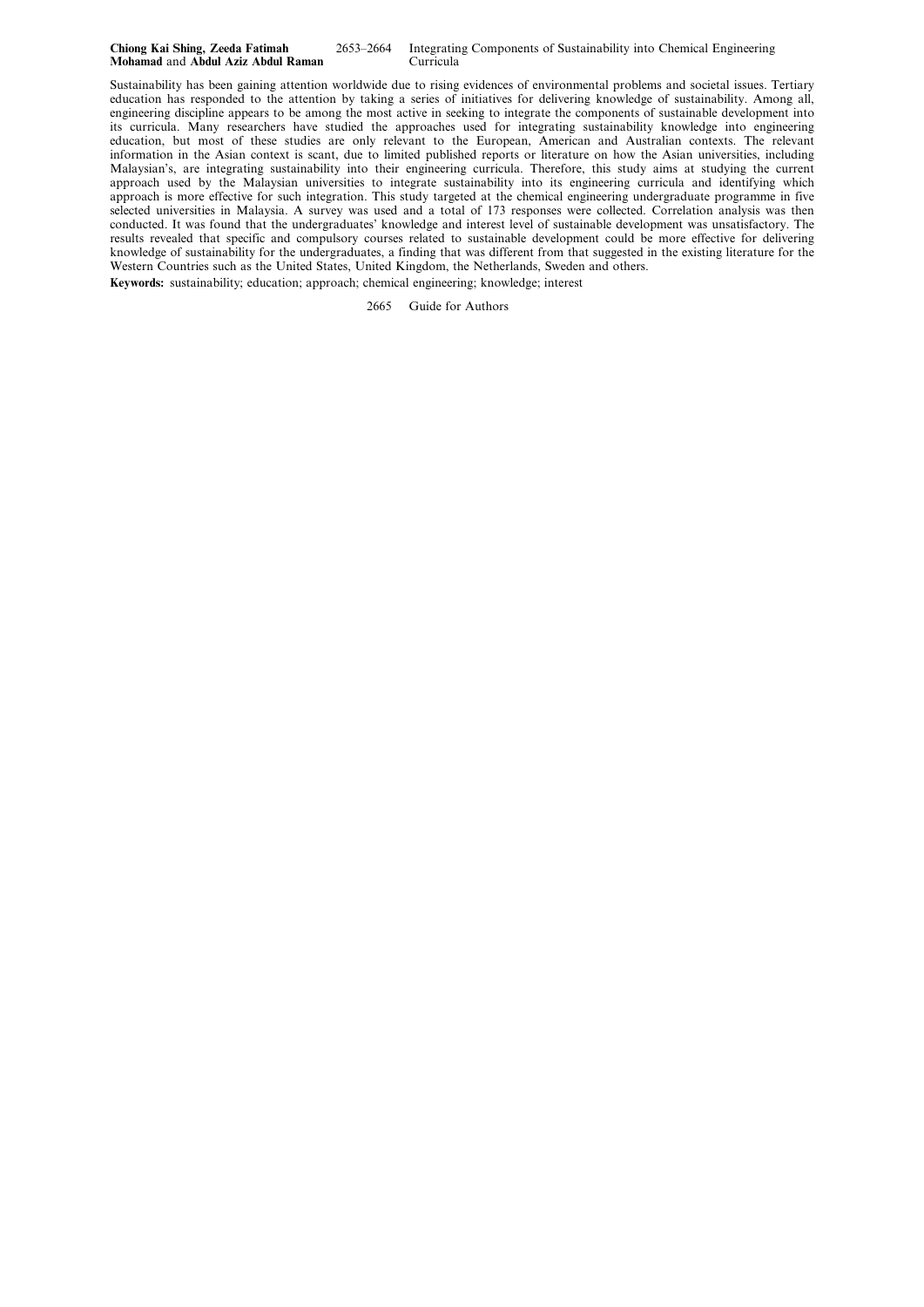**Chiong Kai Shing, Zeeda Fatimah Mohamad** and **Abdul Aziz Abdul Raman** 2653–2664 Integrating Components of Sustainability into Chemical Engineering Curricula

Sustainability has been gaining attention worldwide due to rising evidences of environmental problems and societal issues. Tertiary education has responded to the attention by taking a series of initiatives for delivering knowledge of sustainability. Among all, engineering discipline appears to be among the most active in seeking to integrate the components of sustainable development into its curricula. Many researchers have studied the approaches used for integrating sustainability knowledge into engineering education, but most of these studies are only relevant to the European, American and Australian contexts. The relevant information in the Asian context is scant, due to limited published reports or literature on how the Asian universities, including Malaysian's, are integrating sustainability into their engineering curricula. Therefore, this study aims at studying the current approach used by the Malaysian universities to integrate sustainability into its engineering curricula and identifying which approach is more effective for such integration. This study targeted at the chemical engineering undergraduate programme in five selected universities in Malaysia. A survey was used and a total of 173 responses were collected. Correlation analysis was then conducted. It was found that the undergraduates' knowledge and interest level of sustainable development was unsatisfactory. The results revealed that specific and compulsory courses related to sustainable development could be more effective for delivering knowledge of sustainability for the undergraduates, a finding that was different from that suggested in the existing literature for the Western Countries such as the United States, United Kingdom, the Netherlands, Sweden and others.

**Keywords:** sustainability; education; approach; chemical engineering; knowledge; interest

2665 Guide for Authors